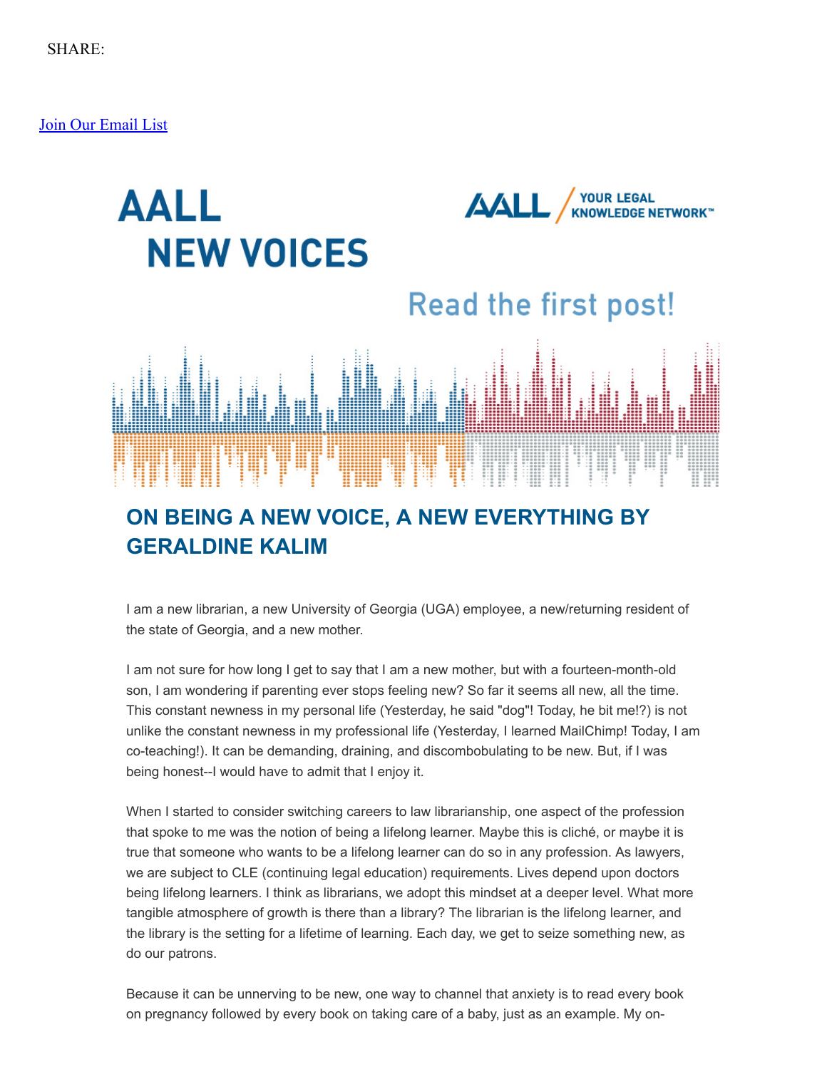SHARE:

[Join Our Email List]

AALL NEW VOICES

AALL YOUR LEGAL KNOWLEDGE NETWORK™

Read the first post!

## ON BEING A NEW VOICE, A NEW EVERYTHING BY GERALDINE KALIM

I am a new librarian, a new University of Georgia (UGA) employee, a new/returning resident of the state of Georgia, and a new mother.

I am not sure for how long I get to say that I am a new mother, but with a fourteen-month-old son, I am wondering if parenting ever stops feeling new? So far it seems all new, all the time. This constant newness in my personal life (Yesterday, he said "dog"! Today, he bit me!?) is not unlike the constant newness in my professional life (Yesterday, I learned MailChimp! Today, I am co-teaching!). It can be demanding, draining, and discombobulating to be new. But, if I was being honest--I would have to admit that I enjoy it.

When I started to consider switching careers to law librarianship, one aspect of the profession that spoke to me was the notion of being a lifelong learner. Maybe this is cliché, or maybe it is true that someone who wants to be a lifelong learner can do so in any profession. As lawyers, we are subject to CLE (continuing legal education) requirements. Lives depend upon doctors being lifelong learners. I think as librarians, we adopt this mindset at a deeper level. What more tangible atmosphere of growth is there than a library? The librarian is the lifelong learner, and the library is the setting for a lifetime of learning. Each day, we get to seize something new, as do our patrons.

Because it can be unnerving to be new, one way to channel that anxiety is to read every book on pregnancy followed by every book on taking care of a baby, just as an example. My on-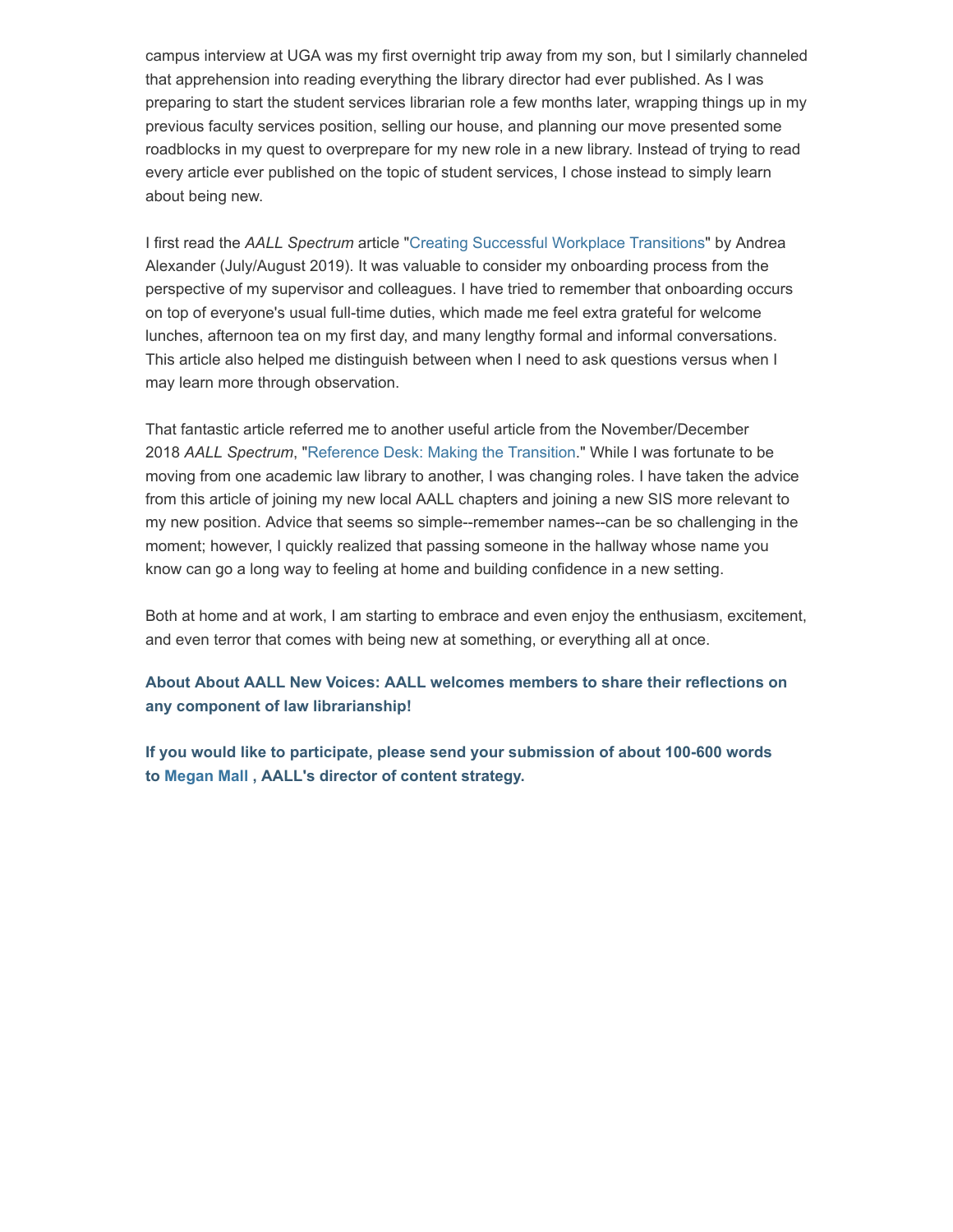campus interview at UGA was my first overnight trip away from my son, but I similarly channeled that apprehension into reading everything the library director had ever published. As I was preparing to start the student services librarian role a few months later, wrapping things up in my previous faculty services position, selling our house, and planning our move presented some roadblocks in my quest to overprepare for my new role in a new library. Instead of trying to read every article ever published on the topic of student services, I chose instead to simply learn about being new.

I first read the *AALL Spectrum* article "Creating Successful Workplace Transitions" by Andrea Alexander (July/August 2019). It was valuable to consider my onboarding process from the perspective of my supervisor and colleagues. I have tried to remember that onboarding occurs on top of everyone's usual full-time duties, which made me feel extra grateful for welcome lunches, afternoon tea on my first day, and many lengthy formal and informal conversations. This article also helped me distinguish between when I need to ask questions versus when I may learn more through observation.

That fantastic article referred me to another useful article from the November/December 2018 *AALL Spectrum*, "Reference Desk: Making the Transition." While I was fortunate to be moving from one academic law library to another, I was changing roles. I have taken the advice from this article of joining my new local AALL chapters and joining a new SIS more relevant to my new position. Advice that seems so simple--remember names--can be so challenging in the moment; however, I quickly realized that passing someone in the hallway whose name you know can go a long way to feeling at home and building confidence in a new setting.

Both at home and at work, I am starting to embrace and even enjoy the enthusiasm, excitement, and even terror that comes with being new at something, or everything all at once.

**About About AALL New Voices: AALL welcomes members to share their reflections on any component of law librarianship!**

**If you would like to participate, please send your submission of about 100-600 words to Megan Mall , AALL's director of content strategy.**